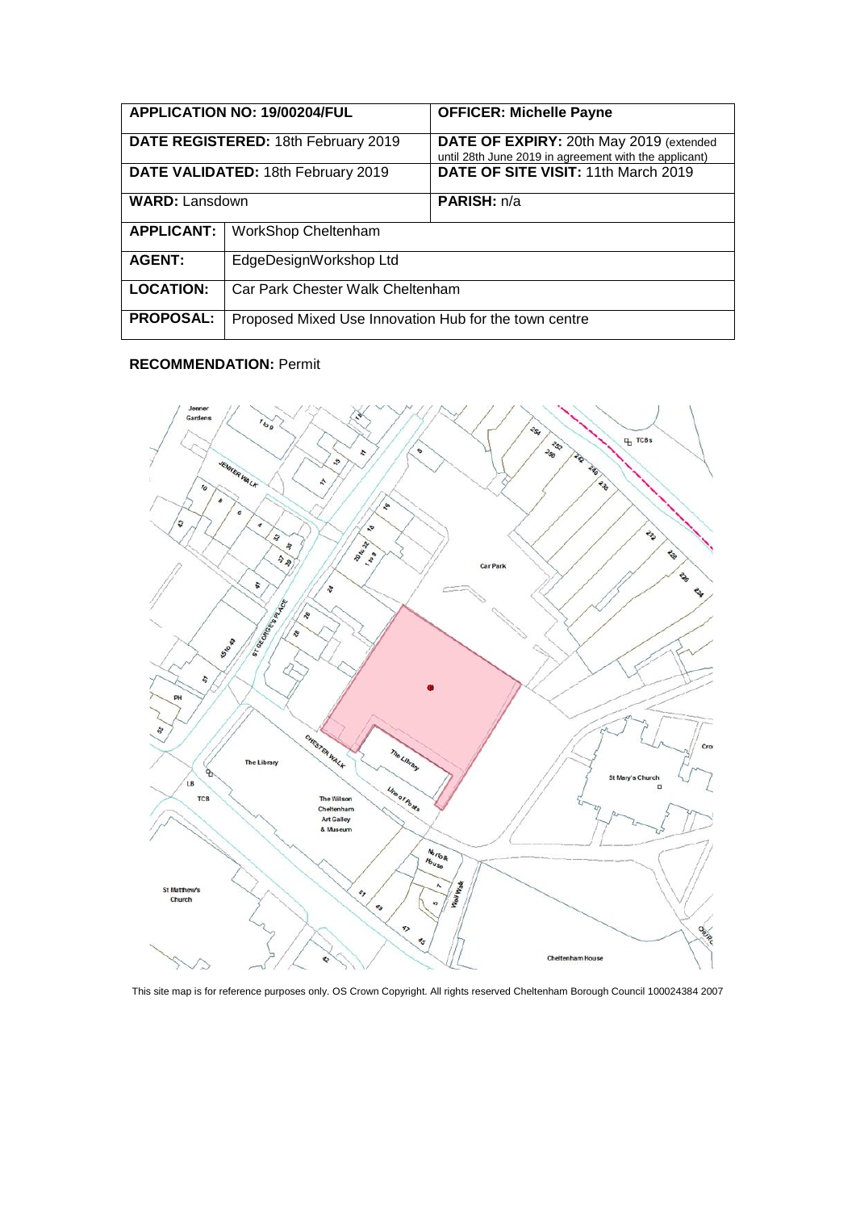| APPLICATION NO: 19/00204/FUL | | OFFICER: Michelle Payne |
|---|---|---|
| DATE REGISTERED: 18th February 2019 | | DATE OF EXPIRY: 20th May 2019 (extended until 28th June 2019 in agreement with the applicant) |
| DATE VALIDATED: 18th February 2019 | | DATE OF SITE VISIT: 11th March 2019 |
| WARD: Lansdown | | PARISH: n/a |
| APPLICANT: | WorkShop Cheltenham | |
| AGENT: | EdgeDesignWorkshop Ltd | |
| LOCATION: | Car Park Chester Walk Cheltenham | |
| PROPOSAL: | Proposed Mixed Use Innovation Hub for the town centre | |

**RECOMMENDATION:** Permit

This site map is for reference purposes only. OS Crown Copyright. All rights reserved Cheltenham Borough Council 100024384 2007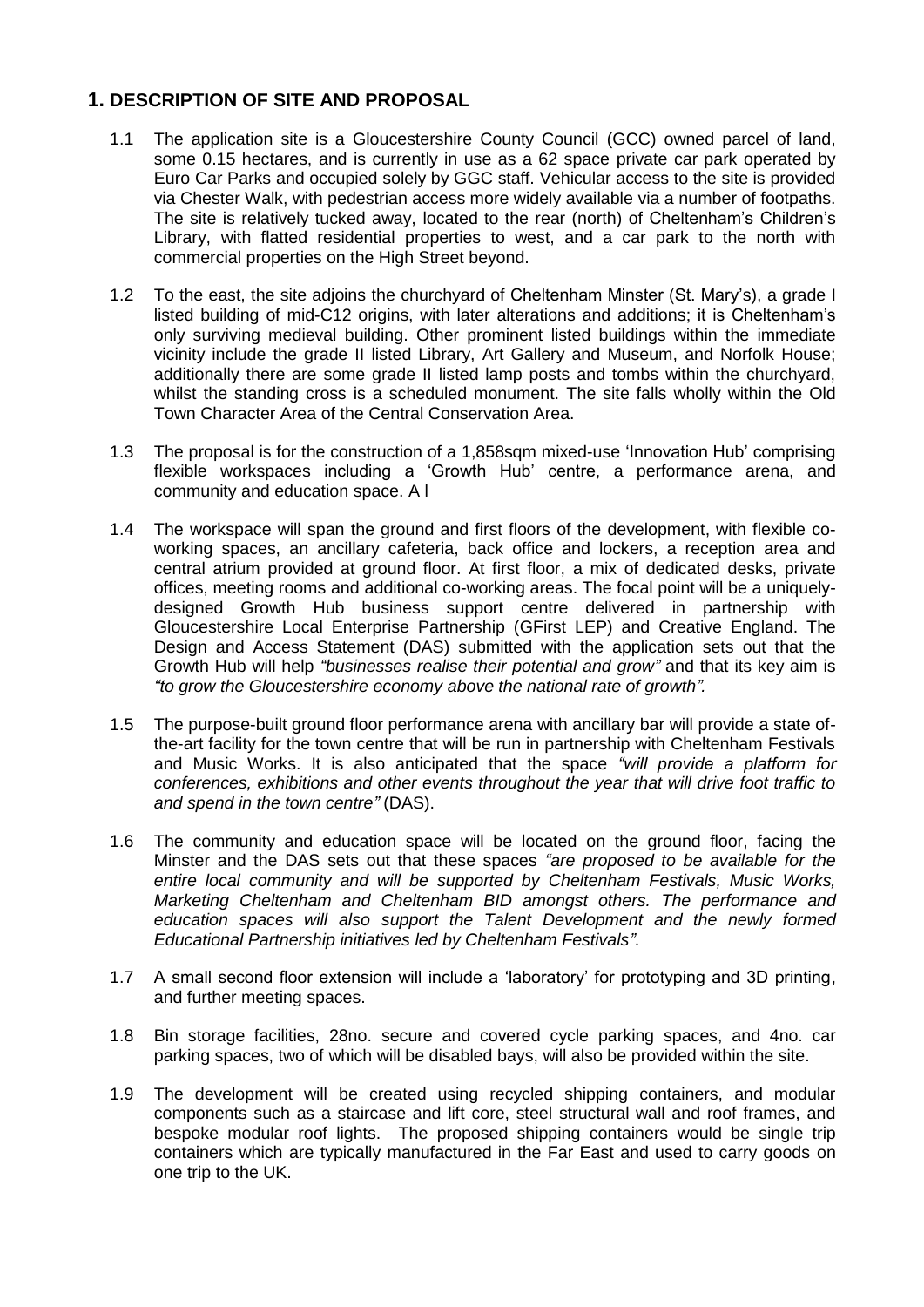## 1. DESCRIPTION OF SITE AND PROPOSAL

1.1 The application site is a Gloucestershire County Council (GCC) owned parcel of land, some 0.15 hectares, and is currently in use as a 62 space private car park operated by Euro Car Parks and occupied solely by GGC staff. Vehicular access to the site is provided via Chester Walk, with pedestrian access more widely available via a number of footpaths. The site is relatively tucked away, located to the rear (north) of Cheltenham's Children's Library, with flatted residential properties to west, and a car park to the north with commercial properties on the High Street beyond.

1.2 To the east, the site adjoins the churchyard of Cheltenham Minster (St. Mary's), a grade I listed building of mid-C12 origins, with later alterations and additions; it is Cheltenham's only surviving medieval building. Other prominent listed buildings within the immediate vicinity include the grade II listed Library, Art Gallery and Museum, and Norfolk House; additionally there are some grade II listed lamp posts and tombs within the churchyard, whilst the standing cross is a scheduled monument. The site falls wholly within the Old Town Character Area of the Central Conservation Area.

1.3 The proposal is for the construction of a 1,858sqm mixed-use 'Innovation Hub' comprising flexible workspaces including a 'Growth Hub' centre, a performance arena, and community and education space. A l

1.4 The workspace will span the ground and first floors of the development, with flexible co-working spaces, an ancillary cafeteria, back office and lockers, a reception area and central atrium provided at ground floor. At first floor, a mix of dedicated desks, private offices, meeting rooms and additional co-working areas. The focal point will be a uniquely-designed Growth Hub business support centre delivered in partnership with Gloucestershire Local Enterprise Partnership (GFirst LEP) and Creative England. The Design and Access Statement (DAS) submitted with the application sets out that the Growth Hub will help *"businesses realise their potential and grow"* and that its key aim is *"to grow the Gloucestershire economy above the national rate of growth".*

1.5 The purpose-built ground floor performance arena with ancillary bar will provide a state of-the-art facility for the town centre that will be run in partnership with Cheltenham Festivals and Music Works. It is also anticipated that the space *"will provide a platform for conferences, exhibitions and other events throughout the year that will drive foot traffic to and spend in the town centre"* (DAS).

1.6 The community and education space will be located on the ground floor, facing the Minster and the DAS sets out that these spaces *"are proposed to be available for the entire local community and will be supported by Cheltenham Festivals, Music Works, Marketing Cheltenham and Cheltenham BID amongst others. The performance and education spaces will also support the Talent Development and the newly formed Educational Partnership initiatives led by Cheltenham Festivals"*.

1.7 A small second floor extension will include a 'laboratory' for prototyping and 3D printing, and further meeting spaces.

1.8 Bin storage facilities, 28no. secure and covered cycle parking spaces, and 4no. car parking spaces, two of which will be disabled bays, will also be provided within the site.

1.9 The development will be created using recycled shipping containers, and modular components such as a staircase and lift core, steel structural wall and roof frames, and bespoke modular roof lights. The proposed shipping containers would be single trip containers which are typically manufactured in the Far East and used to carry goods on one trip to the UK.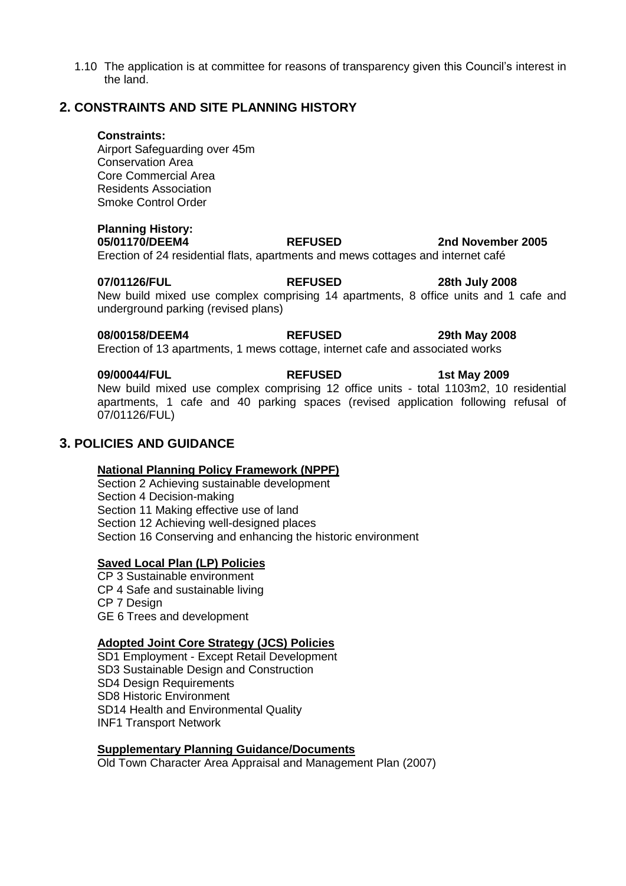1.10 The application is at committee for reasons of transparency given this Council's interest in the land.

## 2. CONSTRAINTS AND SITE PLANNING HISTORY

**Constraints:**
Airport Safeguarding over 45m
Conservation Area
Core Commercial Area
Residents Association
Smoke Control Order

**Planning History:**

**05/01170/DEEM4** **REFUSED** **2nd November 2005**
Erection of 24 residential flats, apartments and mews cottages and internet café

**07/01126/FUL** **REFUSED** **28th July 2008**
New build mixed use complex comprising 14 apartments, 8 office units and 1 cafe and underground parking (revised plans)

**08/00158/DEEM4** **REFUSED** **29th May 2008**
Erection of 13 apartments, 1 mews cottage, internet cafe and associated works

**09/00044/FUL** **REFUSED** **1st May 2009**
New build mixed use complex comprising 12 office units - total 1103m2, 10 residential apartments, 1 cafe and 40 parking spaces (revised application following refusal of 07/01126/FUL)

## 3. POLICIES AND GUIDANCE

**National Planning Policy Framework (NPPF)**
Section 2 Achieving sustainable development
Section 4 Decision-making
Section 11 Making effective use of land
Section 12 Achieving well-designed places
Section 16 Conserving and enhancing the historic environment

**Saved Local Plan (LP) Policies**
CP 3 Sustainable environment
CP 4 Safe and sustainable living
CP 7 Design
GE 6 Trees and development

**Adopted Joint Core Strategy (JCS) Policies**
SD1 Employment - Except Retail Development
SD3 Sustainable Design and Construction
SD4 Design Requirements
SD8 Historic Environment
SD14 Health and Environmental Quality
INF1 Transport Network

**Supplementary Planning Guidance/Documents**
Old Town Character Area Appraisal and Management Plan (2007)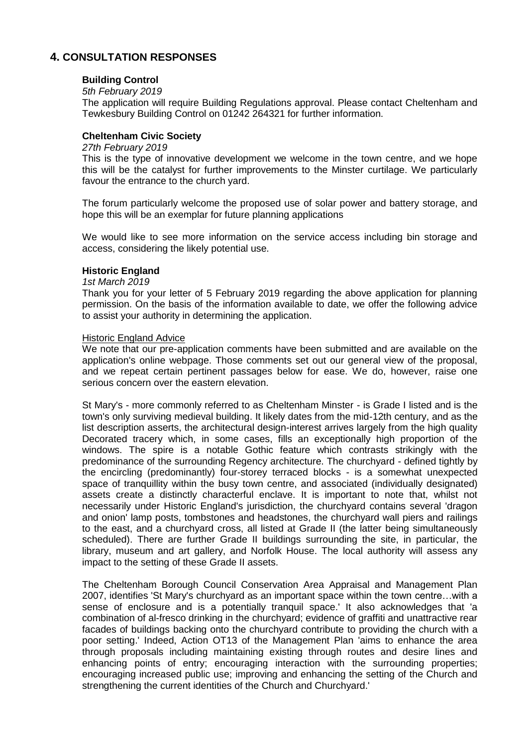## 4. CONSULTATION RESPONSES

### Building Control

*5th February 2019*

The application will require Building Regulations approval. Please contact Cheltenham and Tewkesbury Building Control on 01242 264321 for further information.

### Cheltenham Civic Society

*27th February 2019*

This is the type of innovative development we welcome in the town centre, and we hope this will be the catalyst for further improvements to the Minster curtilage. We particularly favour the entrance to the church yard.

The forum particularly welcome the proposed use of solar power and battery storage, and hope this will be an exemplar for future planning applications

We would like to see more information on the service access including bin storage and access, considering the likely potential use.

### Historic England

*1st March 2019*

Thank you for your letter of 5 February 2019 regarding the above application for planning permission. On the basis of the information available to date, we offer the following advice to assist your authority in determining the application.

Historic England Advice

We note that our pre-application comments have been submitted and are available on the application's online webpage. Those comments set out our general view of the proposal, and we repeat certain pertinent passages below for ease. We do, however, raise one serious concern over the eastern elevation.

St Mary's - more commonly referred to as Cheltenham Minster - is Grade I listed and is the town's only surviving medieval building. It likely dates from the mid-12th century, and as the list description asserts, the architectural design-interest arrives largely from the high quality Decorated tracery which, in some cases, fills an exceptionally high proportion of the windows. The spire is a notable Gothic feature which contrasts strikingly with the predominance of the surrounding Regency architecture. The churchyard - defined tightly by the encircling (predominantly) four-storey terraced blocks - is a somewhat unexpected space of tranquillity within the busy town centre, and associated (individually designated) assets create a distinctly characterful enclave. It is important to note that, whilst not necessarily under Historic England's jurisdiction, the churchyard contains several 'dragon and onion' lamp posts, tombstones and headstones, the churchyard wall piers and railings to the east, and a churchyard cross, all listed at Grade II (the latter being simultaneously scheduled). There are further Grade II buildings surrounding the site, in particular, the library, museum and art gallery, and Norfolk House. The local authority will assess any impact to the setting of these Grade II assets.

The Cheltenham Borough Council Conservation Area Appraisal and Management Plan 2007, identifies 'St Mary's churchyard as an important space within the town centre…with a sense of enclosure and is a potentially tranquil space.' It also acknowledges that 'a combination of al-fresco drinking in the churchyard; evidence of graffiti and unattractive rear facades of buildings backing onto the churchyard contribute to providing the church with a poor setting.' Indeed, Action OT13 of the Management Plan 'aims to enhance the area through proposals including maintaining existing through routes and desire lines and enhancing points of entry; encouraging interaction with the surrounding properties; encouraging increased public use; improving and enhancing the setting of the Church and strengthening the current identities of the Church and Churchyard.'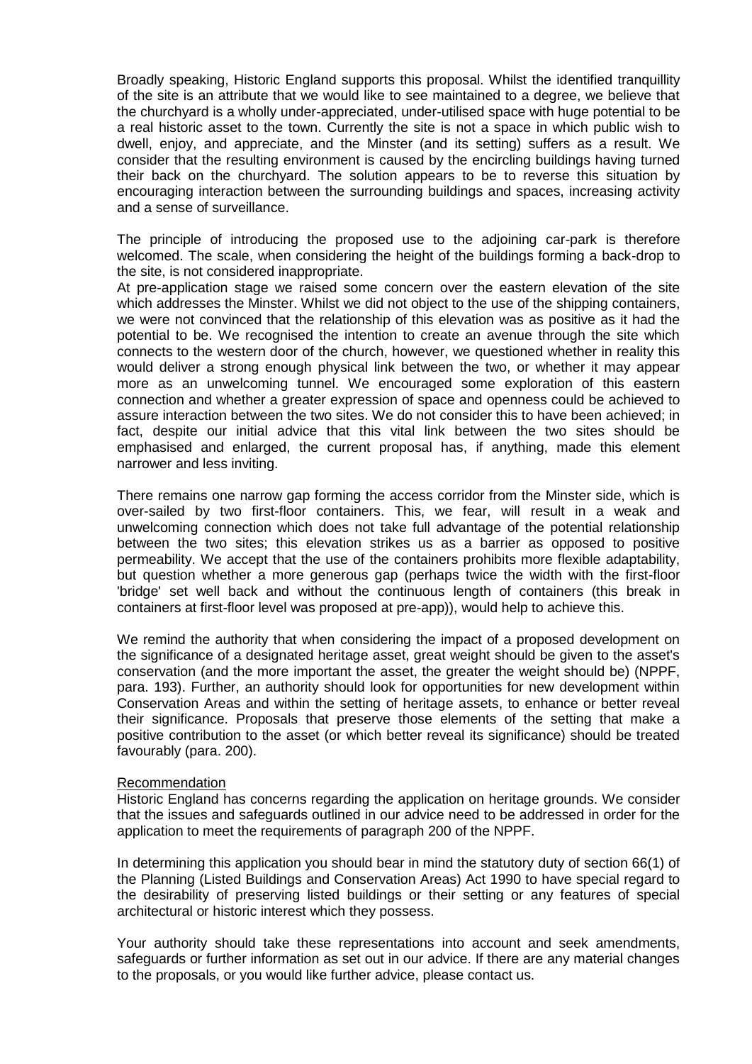Broadly speaking, Historic England supports this proposal. Whilst the identified tranquillity of the site is an attribute that we would like to see maintained to a degree, we believe that the churchyard is a wholly under-appreciated, under-utilised space with huge potential to be a real historic asset to the town. Currently the site is not a space in which public wish to dwell, enjoy, and appreciate, and the Minster (and its setting) suffers as a result. We consider that the resulting environment is caused by the encircling buildings having turned their back on the churchyard. The solution appears to be to reverse this situation by encouraging interaction between the surrounding buildings and spaces, increasing activity and a sense of surveillance.

The principle of introducing the proposed use to the adjoining car-park is therefore welcomed. The scale, when considering the height of the buildings forming a back-drop to the site, is not considered inappropriate.

At pre-application stage we raised some concern over the eastern elevation of the site which addresses the Minster. Whilst we did not object to the use of the shipping containers, we were not convinced that the relationship of this elevation was as positive as it had the potential to be. We recognised the intention to create an avenue through the site which connects to the western door of the church, however, we questioned whether in reality this would deliver a strong enough physical link between the two, or whether it may appear more as an unwelcoming tunnel. We encouraged some exploration of this eastern connection and whether a greater expression of space and openness could be achieved to assure interaction between the two sites. We do not consider this to have been achieved; in fact, despite our initial advice that this vital link between the two sites should be emphasised and enlarged, the current proposal has, if anything, made this element narrower and less inviting.

There remains one narrow gap forming the access corridor from the Minster side, which is over-sailed by two first-floor containers. This, we fear, will result in a weak and unwelcoming connection which does not take full advantage of the potential relationship between the two sites; this elevation strikes us as a barrier as opposed to positive permeability. We accept that the use of the containers prohibits more flexible adaptability, but question whether a more generous gap (perhaps twice the width with the first-floor 'bridge' set well back and without the continuous length of containers (this break in containers at first-floor level was proposed at pre-app)), would help to achieve this.

We remind the authority that when considering the impact of a proposed development on the significance of a designated heritage asset, great weight should be given to the asset's conservation (and the more important the asset, the greater the weight should be) (NPPF, para. 193). Further, an authority should look for opportunities for new development within Conservation Areas and within the setting of heritage assets, to enhance or better reveal their significance. Proposals that preserve those elements of the setting that make a positive contribution to the asset (or which better reveal its significance) should be treated favourably (para. 200).

<u>Recommendation</u>

Historic England has concerns regarding the application on heritage grounds. We consider that the issues and safeguards outlined in our advice need to be addressed in order for the application to meet the requirements of paragraph 200 of the NPPF.

In determining this application you should bear in mind the statutory duty of section 66(1) of the Planning (Listed Buildings and Conservation Areas) Act 1990 to have special regard to the desirability of preserving listed buildings or their setting or any features of special architectural or historic interest which they possess.

Your authority should take these representations into account and seek amendments, safeguards or further information as set out in our advice. If there are any material changes to the proposals, or you would like further advice, please contact us.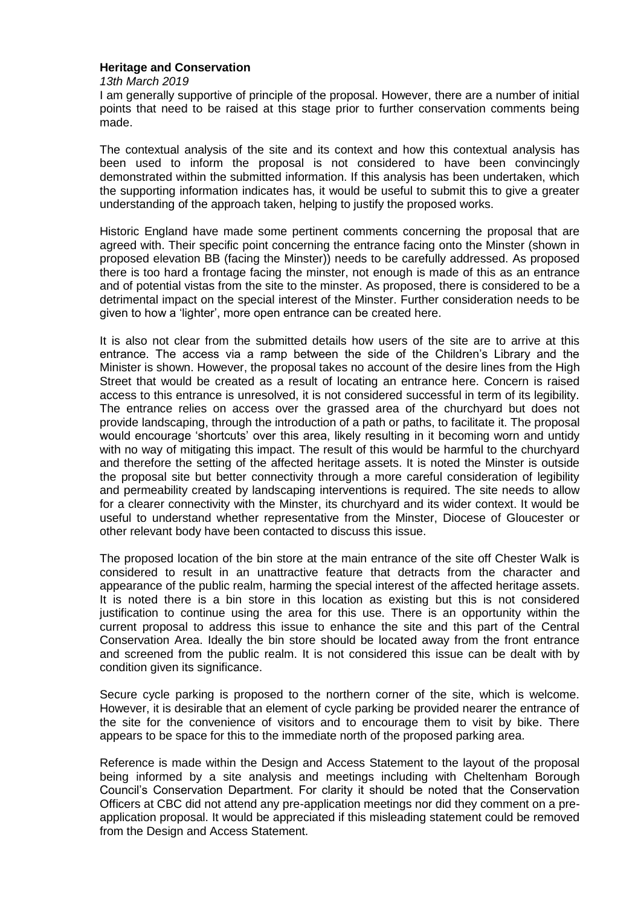**Heritage and Conservation**

*13th March 2019*

I am generally supportive of principle of the proposal. However, there are a number of initial points that need to be raised at this stage prior to further conservation comments being made.

The contextual analysis of the site and its context and how this contextual analysis has been used to inform the proposal is not considered to have been convincingly demonstrated within the submitted information. If this analysis has been undertaken, which the supporting information indicates has, it would be useful to submit this to give a greater understanding of the approach taken, helping to justify the proposed works.

Historic England have made some pertinent comments concerning the proposal that are agreed with. Their specific point concerning the entrance facing onto the Minster (shown in proposed elevation BB (facing the Minster)) needs to be carefully addressed. As proposed there is too hard a frontage facing the minster, not enough is made of this as an entrance and of potential vistas from the site to the minster. As proposed, there is considered to be a detrimental impact on the special interest of the Minster. Further consideration needs to be given to how a 'lighter', more open entrance can be created here.

It is also not clear from the submitted details how users of the site are to arrive at this entrance. The access via a ramp between the side of the Children's Library and the Minister is shown. However, the proposal takes no account of the desire lines from the High Street that would be created as a result of locating an entrance here. Concern is raised access to this entrance is unresolved, it is not considered successful in term of its legibility. The entrance relies on access over the grassed area of the churchyard but does not provide landscaping, through the introduction of a path or paths, to facilitate it. The proposal would encourage 'shortcuts' over this area, likely resulting in it becoming worn and untidy with no way of mitigating this impact. The result of this would be harmful to the churchyard and therefore the setting of the affected heritage assets. It is noted the Minster is outside the proposal site but better connectivity through a more careful consideration of legibility and permeability created by landscaping interventions is required. The site needs to allow for a clearer connectivity with the Minster, its churchyard and its wider context. It would be useful to understand whether representative from the Minster, Diocese of Gloucester or other relevant body have been contacted to discuss this issue.

The proposed location of the bin store at the main entrance of the site off Chester Walk is considered to result in an unattractive feature that detracts from the character and appearance of the public realm, harming the special interest of the affected heritage assets. It is noted there is a bin store in this location as existing but this is not considered justification to continue using the area for this use. There is an opportunity within the current proposal to address this issue to enhance the site and this part of the Central Conservation Area. Ideally the bin store should be located away from the front entrance and screened from the public realm. It is not considered this issue can be dealt with by condition given its significance.

Secure cycle parking is proposed to the northern corner of the site, which is welcome. However, it is desirable that an element of cycle parking be provided nearer the entrance of the site for the convenience of visitors and to encourage them to visit by bike. There appears to be space for this to the immediate north of the proposed parking area.

Reference is made within the Design and Access Statement to the layout of the proposal being informed by a site analysis and meetings including with Cheltenham Borough Council's Conservation Department. For clarity it should be noted that the Conservation Officers at CBC did not attend any pre-application meetings nor did they comment on a pre-application proposal. It would be appreciated if this misleading statement could be removed from the Design and Access Statement.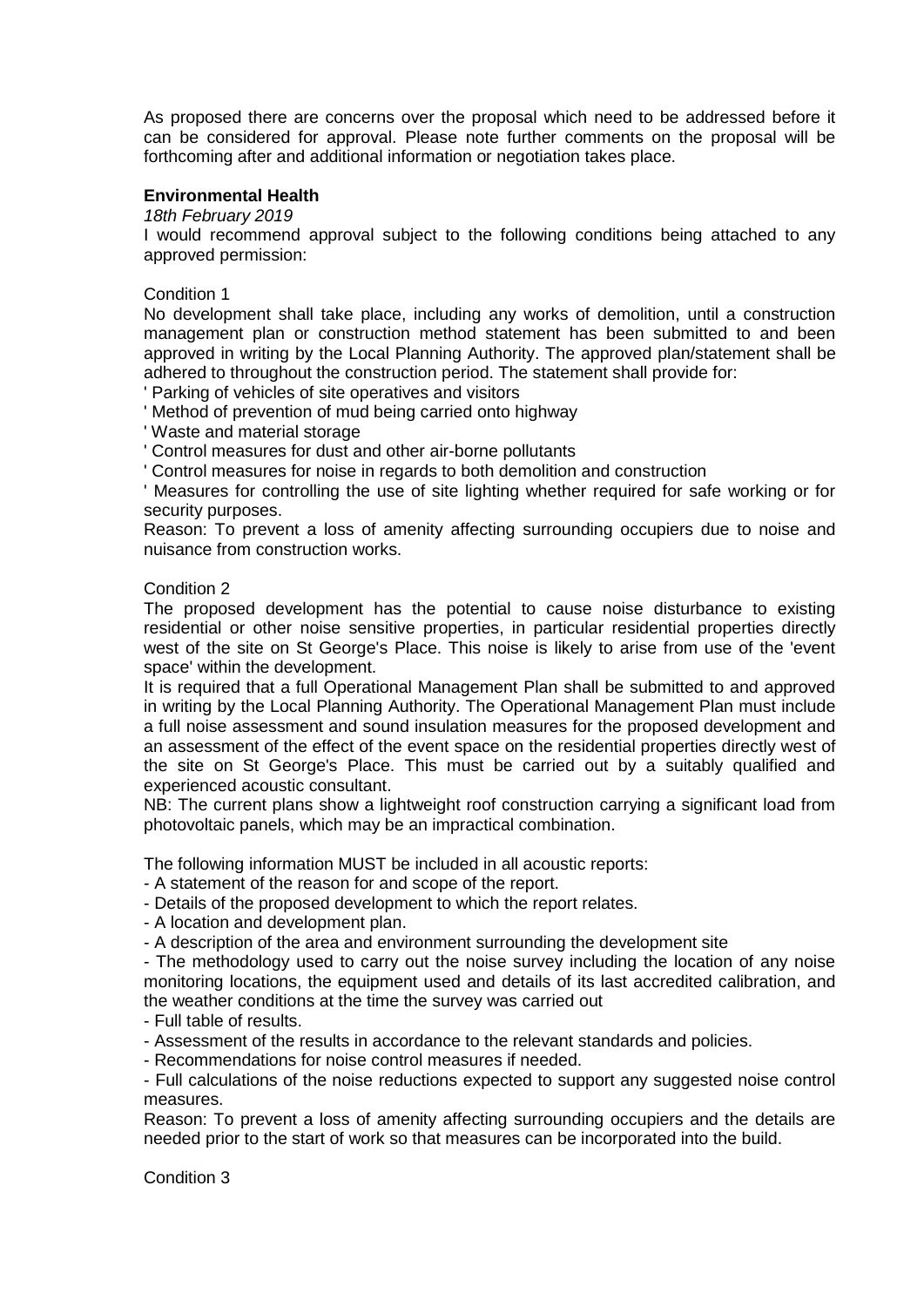As proposed there are concerns over the proposal which need to be addressed before it can be considered for approval. Please note further comments on the proposal will be forthcoming after and additional information or negotiation takes place.

**Environmental Health**

*18th February 2019*

I would recommend approval subject to the following conditions being attached to any approved permission:

Condition 1

No development shall take place, including any works of demolition, until a construction management plan or construction method statement has been submitted to and been approved in writing by the Local Planning Authority. The approved plan/statement shall be adhered to throughout the construction period. The statement shall provide for:

' Parking of vehicles of site operatives and visitors

' Method of prevention of mud being carried onto highway

' Waste and material storage

' Control measures for dust and other air-borne pollutants

' Control measures for noise in regards to both demolition and construction

' Measures for controlling the use of site lighting whether required for safe working or for security purposes.

Reason: To prevent a loss of amenity affecting surrounding occupiers due to noise and nuisance from construction works.

Condition 2

The proposed development has the potential to cause noise disturbance to existing residential or other noise sensitive properties, in particular residential properties directly west of the site on St George's Place. This noise is likely to arise from use of the 'event space' within the development.

It is required that a full Operational Management Plan shall be submitted to and approved in writing by the Local Planning Authority. The Operational Management Plan must include a full noise assessment and sound insulation measures for the proposed development and an assessment of the effect of the event space on the residential properties directly west of the site on St George's Place. This must be carried out by a suitably qualified and experienced acoustic consultant.

NB: The current plans show a lightweight roof construction carrying a significant load from photovoltaic panels, which may be an impractical combination.

The following information MUST be included in all acoustic reports:

- A statement of the reason for and scope of the report.
- Details of the proposed development to which the report relates.
- A location and development plan.
- A description of the area and environment surrounding the development site
- The methodology used to carry out the noise survey including the location of any noise monitoring locations, the equipment used and details of its last accredited calibration, and the weather conditions at the time the survey was carried out
- Full table of results.
- Assessment of the results in accordance to the relevant standards and policies.
- Recommendations for noise control measures if needed.
- Full calculations of the noise reductions expected to support any suggested noise control measures.

Reason: To prevent a loss of amenity affecting surrounding occupiers and the details are needed prior to the start of work so that measures can be incorporated into the build.

Condition 3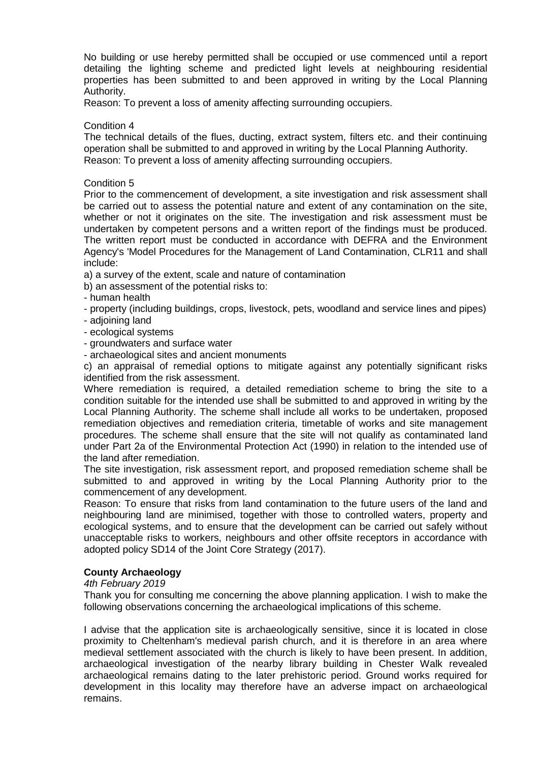No building or use hereby permitted shall be occupied or use commenced until a report detailing the lighting scheme and predicted light levels at neighbouring residential properties has been submitted to and been approved in writing by the Local Planning Authority.
Reason: To prevent a loss of amenity affecting surrounding occupiers.

Condition 4
The technical details of the flues, ducting, extract system, filters etc. and their continuing operation shall be submitted to and approved in writing by the Local Planning Authority.
Reason: To prevent a loss of amenity affecting surrounding occupiers.

Condition 5
Prior to the commencement of development, a site investigation and risk assessment shall be carried out to assess the potential nature and extent of any contamination on the site, whether or not it originates on the site. The investigation and risk assessment must be undertaken by competent persons and a written report of the findings must be produced. The written report must be conducted in accordance with DEFRA and the Environment Agency's 'Model Procedures for the Management of Land Contamination, CLR11 and shall include:

a) a survey of the extent, scale and nature of contamination
b) an assessment of the potential risks to:
- human health
- property (including buildings, crops, livestock, pets, woodland and service lines and pipes)
- adjoining land
- ecological systems
- groundwaters and surface water
- archaeological sites and ancient monuments

c) an appraisal of remedial options to mitigate against any potentially significant risks identified from the risk assessment.

Where remediation is required, a detailed remediation scheme to bring the site to a condition suitable for the intended use shall be submitted to and approved in writing by the Local Planning Authority. The scheme shall include all works to be undertaken, proposed remediation objectives and remediation criteria, timetable of works and site management procedures. The scheme shall ensure that the site will not qualify as contaminated land under Part 2a of the Environmental Protection Act (1990) in relation to the intended use of the land after remediation.

The site investigation, risk assessment report, and proposed remediation scheme shall be submitted to and approved in writing by the Local Planning Authority prior to the commencement of any development.

Reason: To ensure that risks from land contamination to the future users of the land and neighbouring land are minimised, together with those to controlled waters, property and ecological systems, and to ensure that the development can be carried out safely without unacceptable risks to workers, neighbours and other offsite receptors in accordance with adopted policy SD14 of the Joint Core Strategy (2017).

**County Archaeology**
*4th February 2019*
Thank you for consulting me concerning the above planning application. I wish to make the following observations concerning the archaeological implications of this scheme.

I advise that the application site is archaeologically sensitive, since it is located in close proximity to Cheltenham's medieval parish church, and it is therefore in an area where medieval settlement associated with the church is likely to have been present. In addition, archaeological investigation of the nearby library building in Chester Walk revealed archaeological remains dating to the later prehistoric period. Ground works required for development in this locality may therefore have an adverse impact on archaeological remains.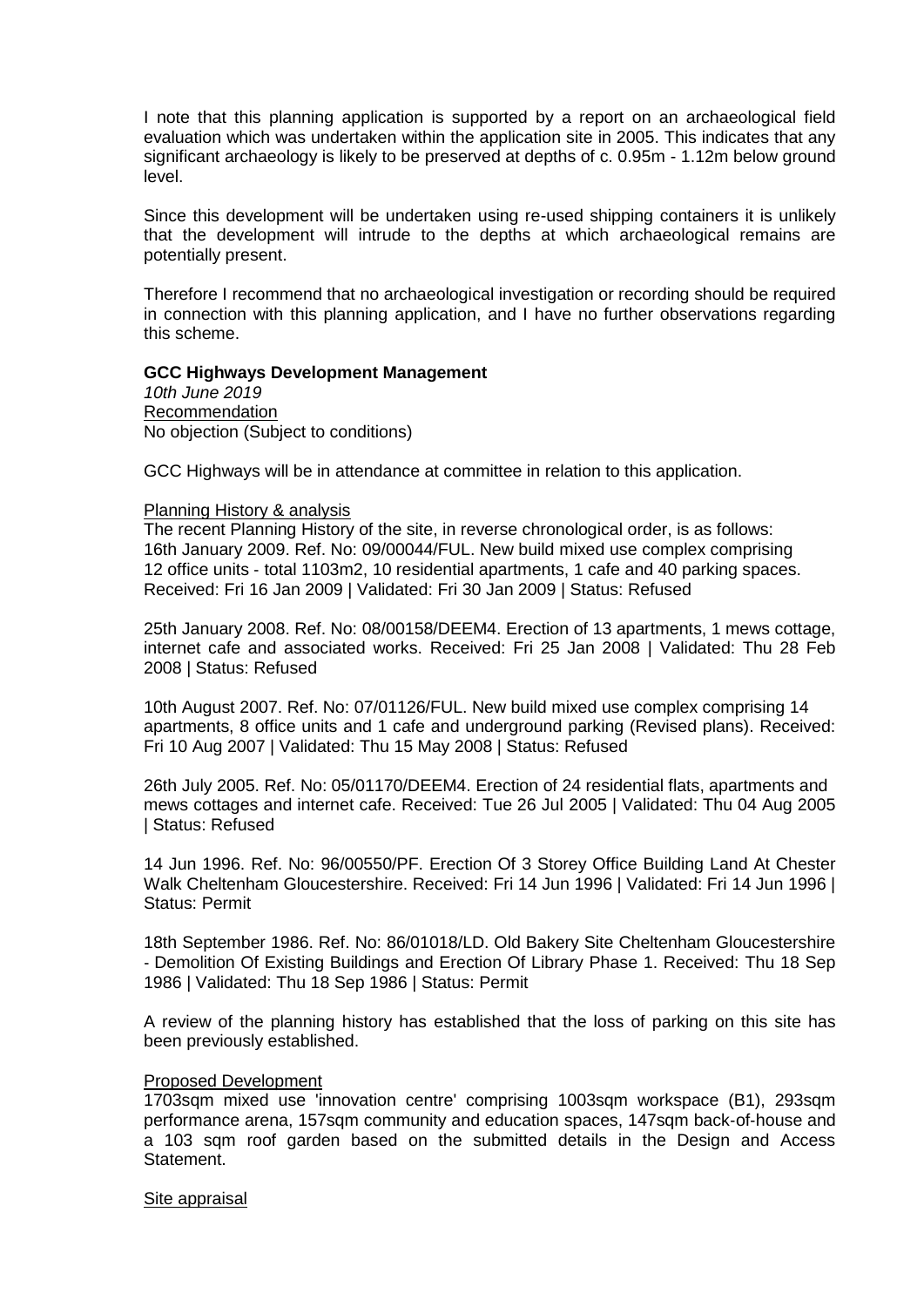I note that this planning application is supported by a report on an archaeological field evaluation which was undertaken within the application site in 2005. This indicates that any significant archaeology is likely to be preserved at depths of c. 0.95m - 1.12m below ground level.

Since this development will be undertaken using re-used shipping containers it is unlikely that the development will intrude to the depths at which archaeological remains are potentially present.

Therefore I recommend that no archaeological investigation or recording should be required in connection with this planning application, and I have no further observations regarding this scheme.

**GCC Highways Development Management**
*10th June 2019*
Recommendation
No objection (Subject to conditions)

GCC Highways will be in attendance at committee in relation to this application.

Planning History & analysis
The recent Planning History of the site, in reverse chronological order, is as follows:
16th January 2009. Ref. No: 09/00044/FUL. New build mixed use complex comprising 12 office units - total 1103m2, 10 residential apartments, 1 cafe and 40 parking spaces. Received: Fri 16 Jan 2009 | Validated: Fri 30 Jan 2009 | Status: Refused

25th January 2008. Ref. No: 08/00158/DEEM4. Erection of 13 apartments, 1 mews cottage, internet cafe and associated works. Received: Fri 25 Jan 2008 | Validated: Thu 28 Feb 2008 | Status: Refused

10th August 2007. Ref. No: 07/01126/FUL. New build mixed use complex comprising 14 apartments, 8 office units and 1 cafe and underground parking (Revised plans). Received: Fri 10 Aug 2007 | Validated: Thu 15 May 2008 | Status: Refused

26th July 2005. Ref. No: 05/01170/DEEM4. Erection of 24 residential flats, apartments and mews cottages and internet cafe. Received: Tue 26 Jul 2005 | Validated: Thu 04 Aug 2005 | Status: Refused

14 Jun 1996. Ref. No: 96/00550/PF. Erection Of 3 Storey Office Building Land At Chester Walk Cheltenham Gloucestershire. Received: Fri 14 Jun 1996 | Validated: Fri 14 Jun 1996 | Status: Permit

18th September 1986. Ref. No: 86/01018/LD. Old Bakery Site Cheltenham Gloucestershire - Demolition Of Existing Buildings and Erection Of Library Phase 1. Received: Thu 18 Sep 1986 | Validated: Thu 18 Sep 1986 | Status: Permit

A review of the planning history has established that the loss of parking on this site has been previously established.

Proposed Development
1703sqm mixed use 'innovation centre' comprising 1003sqm workspace (B1), 293sqm performance arena, 157sqm community and education spaces, 147sqm back-of-house and a 103 sqm roof garden based on the submitted details in the Design and Access Statement.

Site appraisal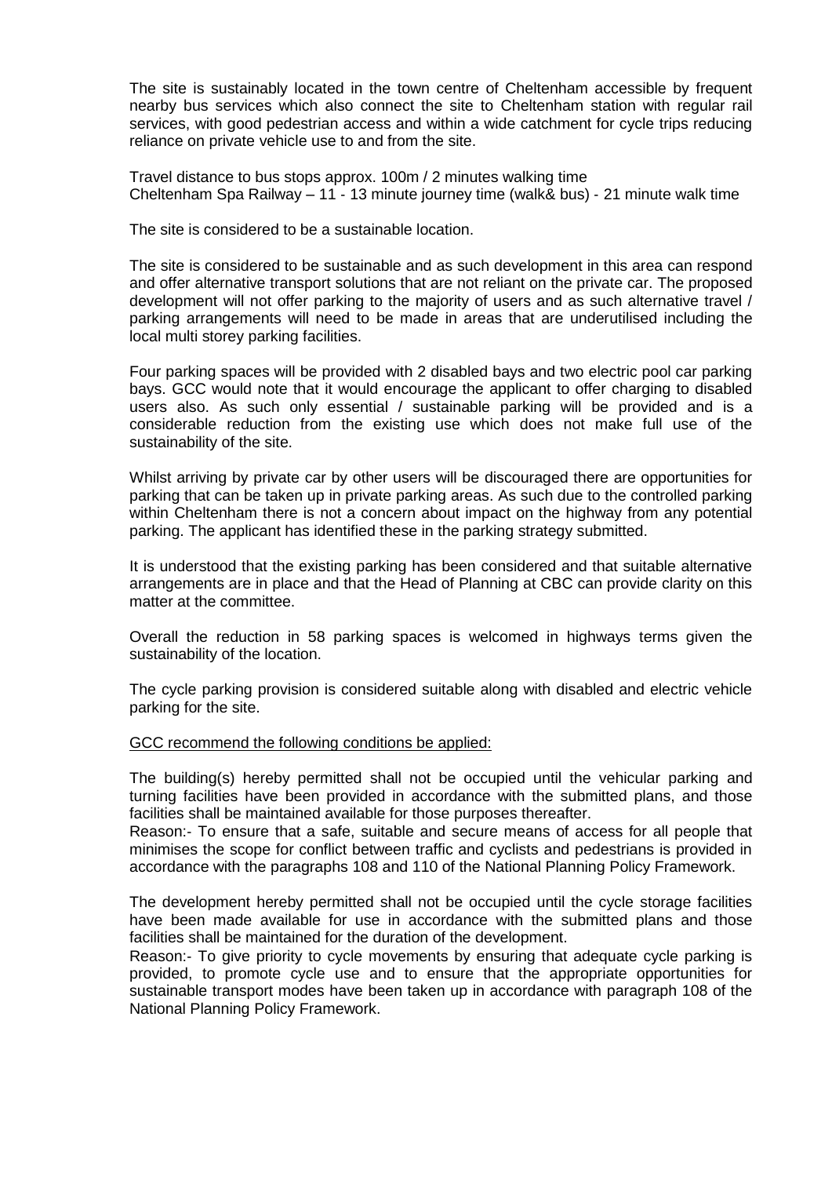The site is sustainably located in the town centre of Cheltenham accessible by frequent nearby bus services which also connect the site to Cheltenham station with regular rail services, with good pedestrian access and within a wide catchment for cycle trips reducing reliance on private vehicle use to and from the site.

Travel distance to bus stops approx. 100m / 2 minutes walking time
Cheltenham Spa Railway – 11 - 13 minute journey time (walk& bus) - 21 minute walk time

The site is considered to be a sustainable location.

The site is considered to be sustainable and as such development in this area can respond and offer alternative transport solutions that are not reliant on the private car. The proposed development will not offer parking to the majority of users and as such alternative travel / parking arrangements will need to be made in areas that are underutilised including the local multi storey parking facilities.

Four parking spaces will be provided with 2 disabled bays and two electric pool car parking bays. GCC would note that it would encourage the applicant to offer charging to disabled users also. As such only essential / sustainable parking will be provided and is a considerable reduction from the existing use which does not make full use of the sustainability of the site.

Whilst arriving by private car by other users will be discouraged there are opportunities for parking that can be taken up in private parking areas. As such due to the controlled parking within Cheltenham there is not a concern about impact on the highway from any potential parking. The applicant has identified these in the parking strategy submitted.

It is understood that the existing parking has been considered and that suitable alternative arrangements are in place and that the Head of Planning at CBC can provide clarity on this matter at the committee.

Overall the reduction in 58 parking spaces is welcomed in highways terms given the sustainability of the location.

The cycle parking provision is considered suitable along with disabled and electric vehicle parking for the site.

<u>GCC recommend the following conditions be applied:</u>

The building(s) hereby permitted shall not be occupied until the vehicular parking and turning facilities have been provided in accordance with the submitted plans, and those facilities shall be maintained available for those purposes thereafter.
Reason:- To ensure that a safe, suitable and secure means of access for all people that minimises the scope for conflict between traffic and cyclists and pedestrians is provided in accordance with the paragraphs 108 and 110 of the National Planning Policy Framework.

The development hereby permitted shall not be occupied until the cycle storage facilities have been made available for use in accordance with the submitted plans and those facilities shall be maintained for the duration of the development.
Reason:- To give priority to cycle movements by ensuring that adequate cycle parking is provided, to promote cycle use and to ensure that the appropriate opportunities for sustainable transport modes have been taken up in accordance with paragraph 108 of the National Planning Policy Framework.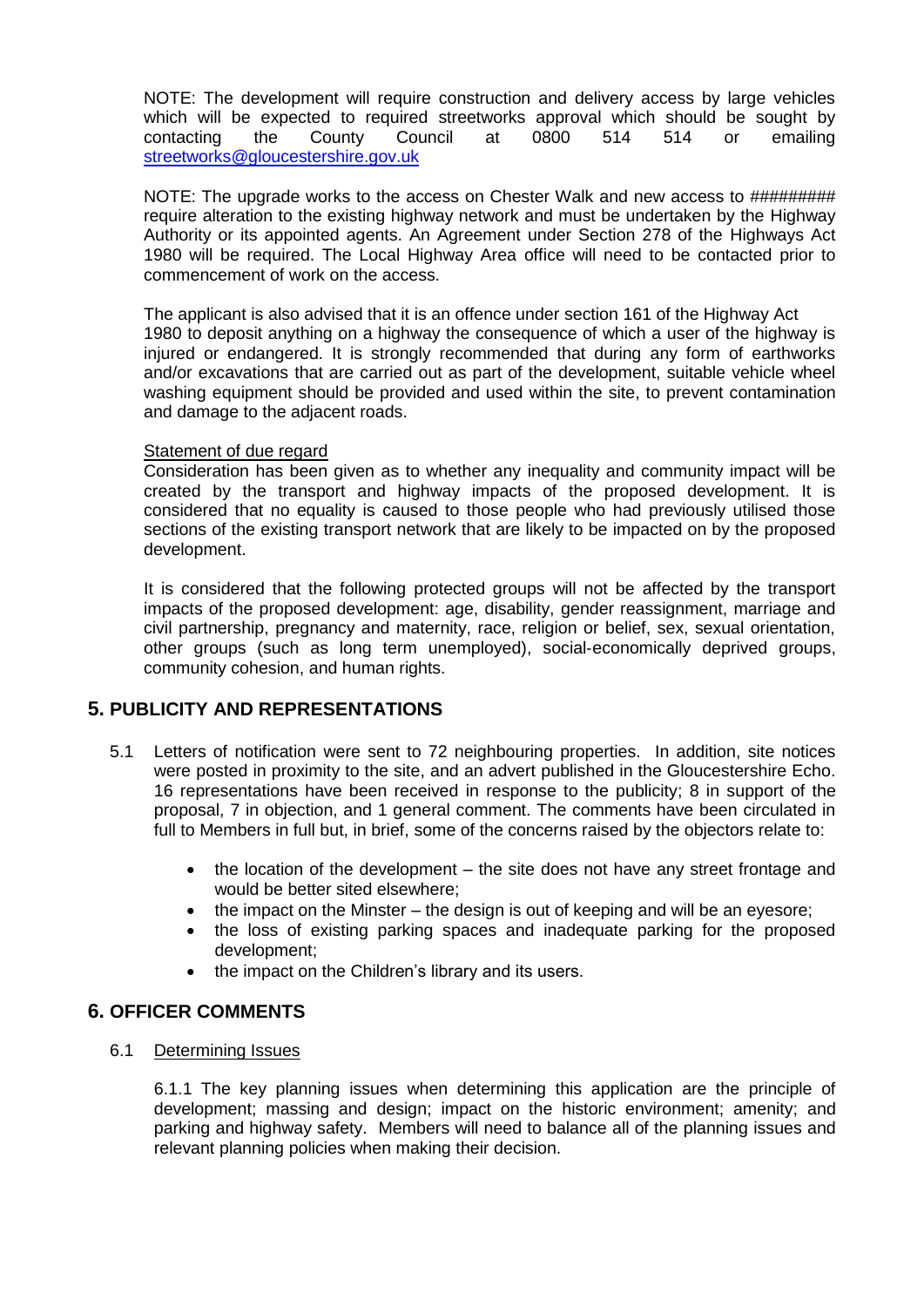NOTE: The development will require construction and delivery access by large vehicles which will be expected to required streetworks approval which should be sought by contacting the County Council at 0800 514 514 or emailing streetworks@gloucestershire.gov.uk

NOTE: The upgrade works to the access on Chester Walk and new access to ######### require alteration to the existing highway network and must be undertaken by the Highway Authority or its appointed agents. An Agreement under Section 278 of the Highways Act 1980 will be required. The Local Highway Area office will need to be contacted prior to commencement of work on the access.

The applicant is also advised that it is an offence under section 161 of the Highway Act 1980 to deposit anything on a highway the consequence of which a user of the highway is injured or endangered. It is strongly recommended that during any form of earthworks and/or excavations that are carried out as part of the development, suitable vehicle wheel washing equipment should be provided and used within the site, to prevent contamination and damage to the adjacent roads.

Statement of due regard

Consideration has been given as to whether any inequality and community impact will be created by the transport and highway impacts of the proposed development. It is considered that no equality is caused to those people who had previously utilised those sections of the existing transport network that are likely to be impacted on by the proposed development.

It is considered that the following protected groups will not be affected by the transport impacts of the proposed development: age, disability, gender reassignment, marriage and civil partnership, pregnancy and maternity, race, religion or belief, sex, sexual orientation, other groups (such as long term unemployed), social-economically deprived groups, community cohesion, and human rights.

## 5. PUBLICITY AND REPRESENTATIONS

5.1 Letters of notification were sent to 72 neighbouring properties. In addition, site notices were posted in proximity to the site, and an advert published in the Gloucestershire Echo. 16 representations have been received in response to the publicity; 8 in support of the proposal, 7 in objection, and 1 general comment. The comments have been circulated in full to Members in full but, in brief, some of the concerns raised by the objectors relate to:

- the location of the development – the site does not have any street frontage and would be better sited elsewhere;
- the impact on the Minster – the design is out of keeping and will be an eyesore;
- the loss of existing parking spaces and inadequate parking for the proposed development;
- the impact on the Children's library and its users.

## 6. OFFICER COMMENTS

6.1 Determining Issues

6.1.1 The key planning issues when determining this application are the principle of development; massing and design; impact on the historic environment; amenity; and parking and highway safety. Members will need to balance all of the planning issues and relevant planning policies when making their decision.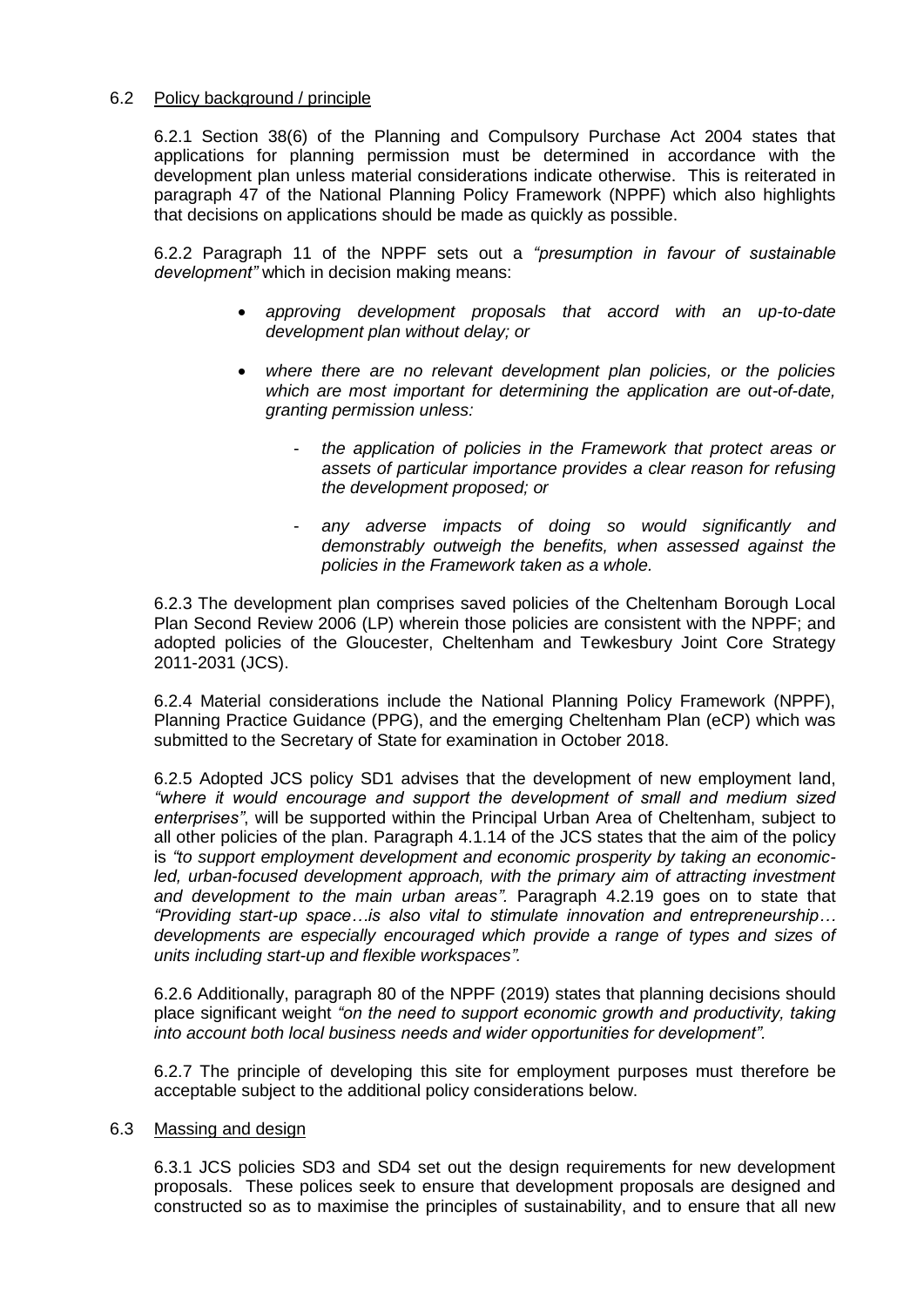## 6.2 Policy background / principle

6.2.1 Section 38(6) of the Planning and Compulsory Purchase Act 2004 states that applications for planning permission must be determined in accordance with the development plan unless material considerations indicate otherwise. This is reiterated in paragraph 47 of the National Planning Policy Framework (NPPF) which also highlights that decisions on applications should be made as quickly as possible.

6.2.2 Paragraph 11 of the NPPF sets out a *"presumption in favour of sustainable development"* which in decision making means:

- *approving development proposals that accord with an up-to-date development plan without delay; or*
- *where there are no relevant development plan policies, or the policies which are most important for determining the application are out-of-date, granting permission unless:*
  - *the application of policies in the Framework that protect areas or assets of particular importance provides a clear reason for refusing the development proposed; or*
  - *any adverse impacts of doing so would significantly and demonstrably outweigh the benefits, when assessed against the policies in the Framework taken as a whole.*

6.2.3 The development plan comprises saved policies of the Cheltenham Borough Local Plan Second Review 2006 (LP) wherein those policies are consistent with the NPPF; and adopted policies of the Gloucester, Cheltenham and Tewkesbury Joint Core Strategy 2011-2031 (JCS).

6.2.4 Material considerations include the National Planning Policy Framework (NPPF), Planning Practice Guidance (PPG), and the emerging Cheltenham Plan (eCP) which was submitted to the Secretary of State for examination in October 2018.

6.2.5 Adopted JCS policy SD1 advises that the development of new employment land, *"where it would encourage and support the development of small and medium sized enterprises"*, will be supported within the Principal Urban Area of Cheltenham, subject to all other policies of the plan. Paragraph 4.1.14 of the JCS states that the aim of the policy is *"to support employment development and economic prosperity by taking an economic-led, urban-focused development approach, with the primary aim of attracting investment and development to the main urban areas"*. Paragraph 4.2.19 goes on to state that *"Providing start-up space…is also vital to stimulate innovation and entrepreneurship… developments are especially encouraged which provide a range of types and sizes of units including start-up and flexible workspaces"*.

6.2.6 Additionally, paragraph 80 of the NPPF (2019) states that planning decisions should place significant weight *"on the need to support economic growth and productivity, taking into account both local business needs and wider opportunities for development"*.

6.2.7 The principle of developing this site for employment purposes must therefore be acceptable subject to the additional policy considerations below.

## 6.3 Massing and design

6.3.1 JCS policies SD3 and SD4 set out the design requirements for new development proposals. These polices seek to ensure that development proposals are designed and constructed so as to maximise the principles of sustainability, and to ensure that all new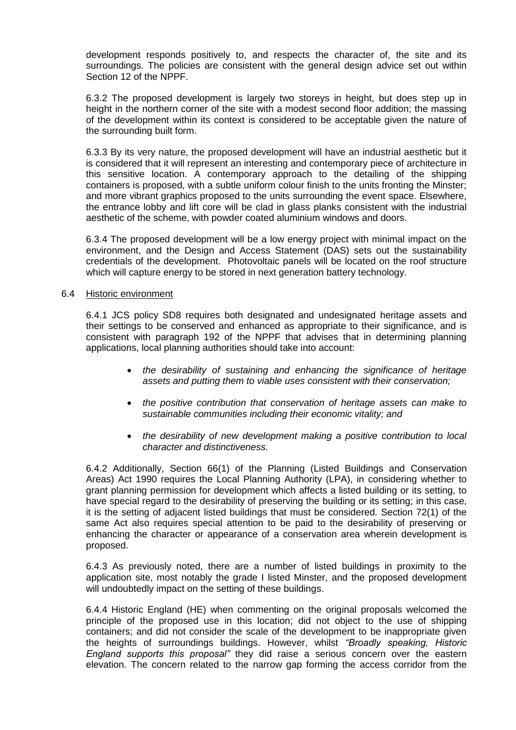development responds positively to, and respects the character of, the site and its surroundings. The policies are consistent with the general design advice set out within Section 12 of the NPPF.

6.3.2 The proposed development is largely two storeys in height, but does step up in height in the northern corner of the site with a modest second floor addition; the massing of the development within its context is considered to be acceptable given the nature of the surrounding built form.

6.3.3 By its very nature, the proposed development will have an industrial aesthetic but it is considered that it will represent an interesting and contemporary piece of architecture in this sensitive location. A contemporary approach to the detailing of the shipping containers is proposed, with a subtle uniform colour finish to the units fronting the Minster; and more vibrant graphics proposed to the units surrounding the event space. Elsewhere, the entrance lobby and lift core will be clad in glass planks consistent with the industrial aesthetic of the scheme, with powder coated aluminium windows and doors.

6.3.4 The proposed development will be a low energy project with minimal impact on the environment, and the Design and Access Statement (DAS) sets out the sustainability credentials of the development. Photovoltaic panels will be located on the roof structure which will capture energy to be stored in next generation battery technology.

6.4 Historic environment

6.4.1 JCS policy SD8 requires both designated and undesignated heritage assets and their settings to be conserved and enhanced as appropriate to their significance, and is consistent with paragraph 192 of the NPPF that advises that in determining planning applications, local planning authorities should take into account:

- *the desirability of sustaining and enhancing the significance of heritage assets and putting them to viable uses consistent with their conservation;*
- *the positive contribution that conservation of heritage assets can make to sustainable communities including their economic vitality; and*
- *the desirability of new development making a positive contribution to local character and distinctiveness.*

6.4.2 Additionally, Section 66(1) of the Planning (Listed Buildings and Conservation Areas) Act 1990 requires the Local Planning Authority (LPA), in considering whether to grant planning permission for development which affects a listed building or its setting, to have special regard to the desirability of preserving the building or its setting; in this case, it is the setting of adjacent listed buildings that must be considered. Section 72(1) of the same Act also requires special attention to be paid to the desirability of preserving or enhancing the character or appearance of a conservation area wherein development is proposed.

6.4.3 As previously noted, there are a number of listed buildings in proximity to the application site, most notably the grade I listed Minster, and the proposed development will undoubtedly impact on the setting of these buildings.

6.4.4 Historic England (HE) when commenting on the original proposals welcomed the principle of the proposed use in this location; did not object to the use of shipping containers; and did not consider the scale of the development to be inappropriate given the heights of surroundings buildings. However, whilst *"Broadly speaking, Historic England supports this proposal"* they did raise a serious concern over the eastern elevation. The concern related to the narrow gap forming the access corridor from the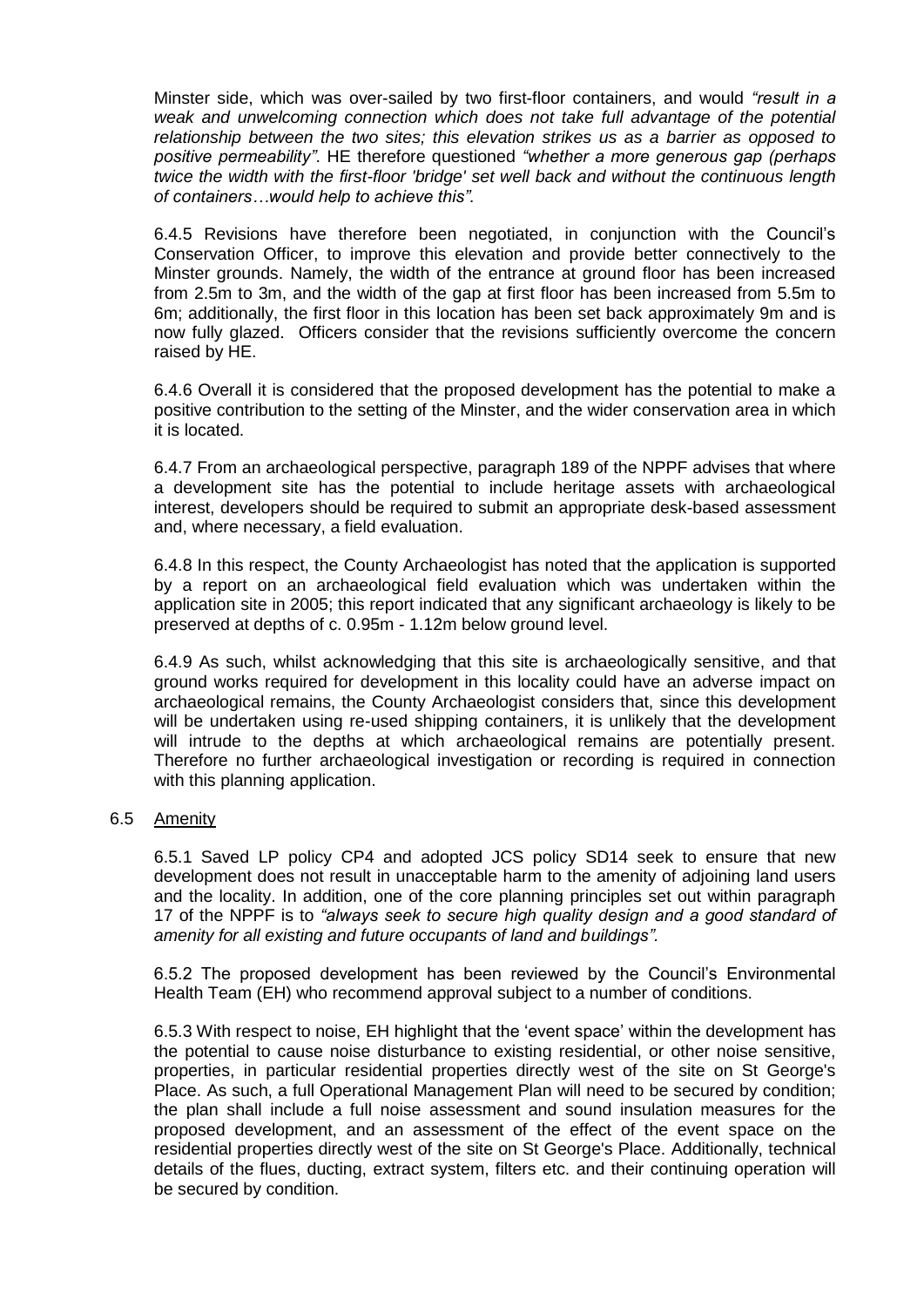Minster side, which was over-sailed by two first-floor containers, and would *"result in a weak and unwelcoming connection which does not take full advantage of the potential relationship between the two sites; this elevation strikes us as a barrier as opposed to positive permeability"*. HE therefore questioned *"whether a more generous gap (perhaps twice the width with the first-floor 'bridge' set well back and without the continuous length of containers…would help to achieve this".*

6.4.5 Revisions have therefore been negotiated, in conjunction with the Council's Conservation Officer, to improve this elevation and provide better connectively to the Minster grounds. Namely, the width of the entrance at ground floor has been increased from 2.5m to 3m, and the width of the gap at first floor has been increased from 5.5m to 6m; additionally, the first floor in this location has been set back approximately 9m and is now fully glazed. Officers consider that the revisions sufficiently overcome the concern raised by HE.

6.4.6 Overall it is considered that the proposed development has the potential to make a positive contribution to the setting of the Minster, and the wider conservation area in which it is located.

6.4.7 From an archaeological perspective, paragraph 189 of the NPPF advises that where a development site has the potential to include heritage assets with archaeological interest, developers should be required to submit an appropriate desk-based assessment and, where necessary, a field evaluation.

6.4.8 In this respect, the County Archaeologist has noted that the application is supported by a report on an archaeological field evaluation which was undertaken within the application site in 2005; this report indicated that any significant archaeology is likely to be preserved at depths of c. 0.95m - 1.12m below ground level.

6.4.9 As such, whilst acknowledging that this site is archaeologically sensitive, and that ground works required for development in this locality could have an adverse impact on archaeological remains, the County Archaeologist considers that, since this development will be undertaken using re-used shipping containers, it is unlikely that the development will intrude to the depths at which archaeological remains are potentially present. Therefore no further archaeological investigation or recording is required in connection with this planning application.

## 6.5 Amenity

6.5.1 Saved LP policy CP4 and adopted JCS policy SD14 seek to ensure that new development does not result in unacceptable harm to the amenity of adjoining land users and the locality. In addition, one of the core planning principles set out within paragraph 17 of the NPPF is to *"always seek to secure high quality design and a good standard of amenity for all existing and future occupants of land and buildings".*

6.5.2 The proposed development has been reviewed by the Council's Environmental Health Team (EH) who recommend approval subject to a number of conditions.

6.5.3 With respect to noise, EH highlight that the 'event space' within the development has the potential to cause noise disturbance to existing residential, or other noise sensitive, properties, in particular residential properties directly west of the site on St George's Place. As such, a full Operational Management Plan will need to be secured by condition; the plan shall include a full noise assessment and sound insulation measures for the proposed development, and an assessment of the effect of the event space on the residential properties directly west of the site on St George's Place. Additionally, technical details of the flues, ducting, extract system, filters etc. and their continuing operation will be secured by condition.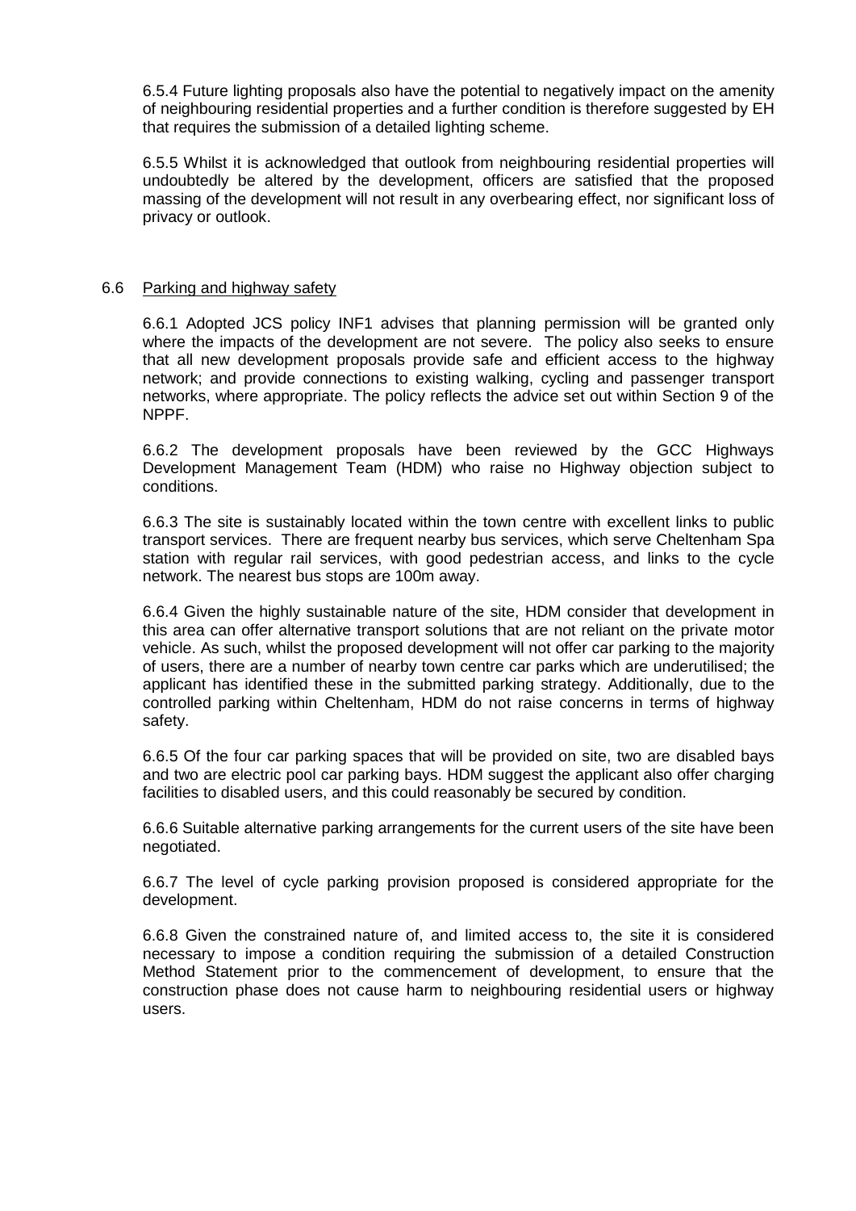6.5.4 Future lighting proposals also have the potential to negatively impact on the amenity of neighbouring residential properties and a further condition is therefore suggested by EH that requires the submission of a detailed lighting scheme.

6.5.5 Whilst it is acknowledged that outlook from neighbouring residential properties will undoubtedly be altered by the development, officers are satisfied that the proposed massing of the development will not result in any overbearing effect, nor significant loss of privacy or outlook.

## 6.6 Parking and highway safety

6.6.1 Adopted JCS policy INF1 advises that planning permission will be granted only where the impacts of the development are not severe. The policy also seeks to ensure that all new development proposals provide safe and efficient access to the highway network; and provide connections to existing walking, cycling and passenger transport networks, where appropriate. The policy reflects the advice set out within Section 9 of the NPPF.

6.6.2 The development proposals have been reviewed by the GCC Highways Development Management Team (HDM) who raise no Highway objection subject to conditions.

6.6.3 The site is sustainably located within the town centre with excellent links to public transport services. There are frequent nearby bus services, which serve Cheltenham Spa station with regular rail services, with good pedestrian access, and links to the cycle network. The nearest bus stops are 100m away.

6.6.4 Given the highly sustainable nature of the site, HDM consider that development in this area can offer alternative transport solutions that are not reliant on the private motor vehicle. As such, whilst the proposed development will not offer car parking to the majority of users, there are a number of nearby town centre car parks which are underutilised; the applicant has identified these in the submitted parking strategy. Additionally, due to the controlled parking within Cheltenham, HDM do not raise concerns in terms of highway safety.

6.6.5 Of the four car parking spaces that will be provided on site, two are disabled bays and two are electric pool car parking bays. HDM suggest the applicant also offer charging facilities to disabled users, and this could reasonably be secured by condition.

6.6.6 Suitable alternative parking arrangements for the current users of the site have been negotiated.

6.6.7 The level of cycle parking provision proposed is considered appropriate for the development.

6.6.8 Given the constrained nature of, and limited access to, the site it is considered necessary to impose a condition requiring the submission of a detailed Construction Method Statement prior to the commencement of development, to ensure that the construction phase does not cause harm to neighbouring residential users or highway users.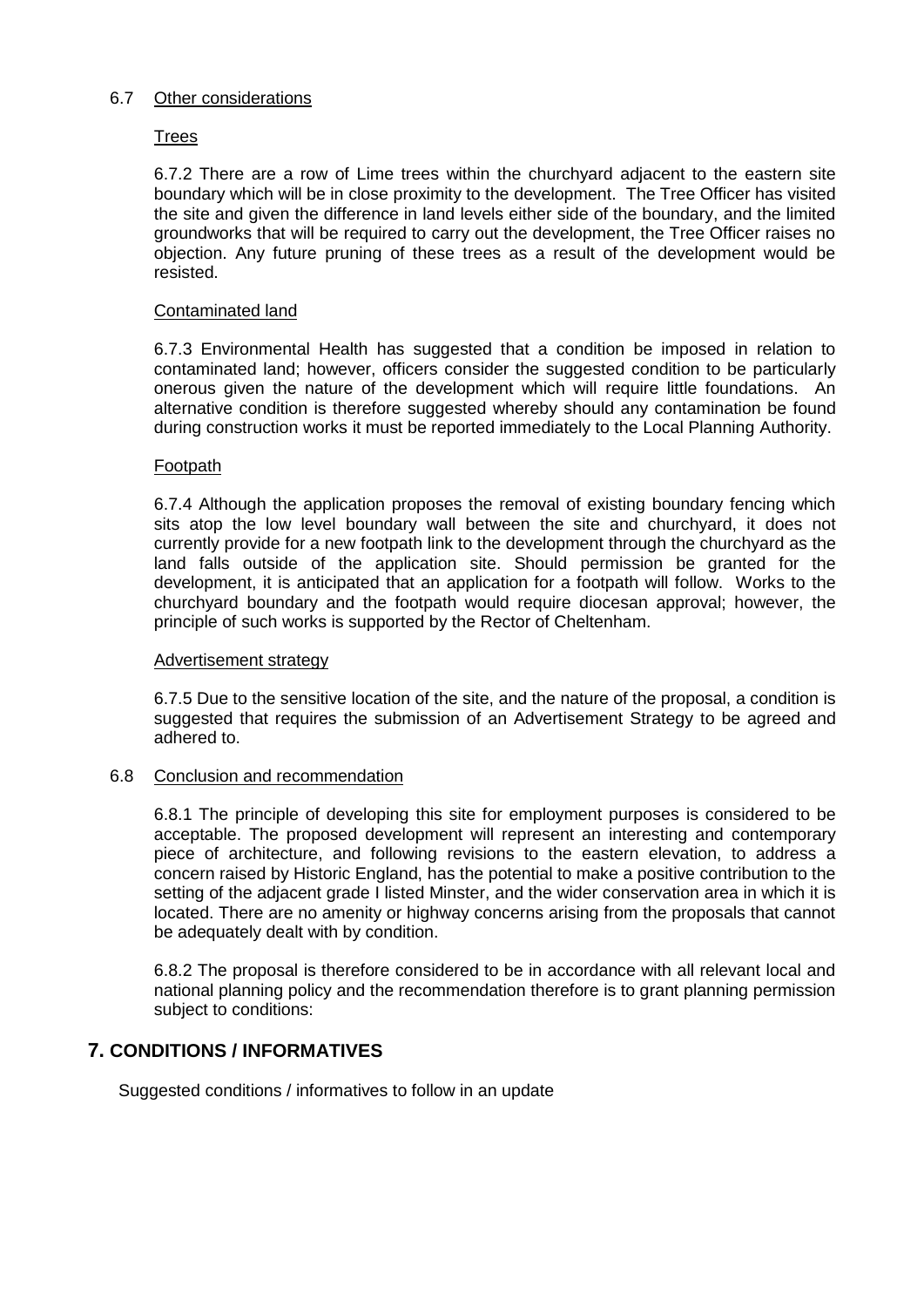### 6.7 Other considerations

Trees

6.7.2 There are a row of Lime trees within the churchyard adjacent to the eastern site boundary which will be in close proximity to the development. The Tree Officer has visited the site and given the difference in land levels either side of the boundary, and the limited groundworks that will be required to carry out the development, the Tree Officer raises no objection. Any future pruning of these trees as a result of the development would be resisted.

Contaminated land

6.7.3 Environmental Health has suggested that a condition be imposed in relation to contaminated land; however, officers consider the suggested condition to be particularly onerous given the nature of the development which will require little foundations. An alternative condition is therefore suggested whereby should any contamination be found during construction works it must be reported immediately to the Local Planning Authority.

Footpath

6.7.4 Although the application proposes the removal of existing boundary fencing which sits atop the low level boundary wall between the site and churchyard, it does not currently provide for a new footpath link to the development through the churchyard as the land falls outside of the application site. Should permission be granted for the development, it is anticipated that an application for a footpath will follow. Works to the churchyard boundary and the footpath would require diocesan approval; however, the principle of such works is supported by the Rector of Cheltenham.

Advertisement strategy

6.7.5 Due to the sensitive location of the site, and the nature of the proposal, a condition is suggested that requires the submission of an Advertisement Strategy to be agreed and adhered to.

### 6.8 Conclusion and recommendation

6.8.1 The principle of developing this site for employment purposes is considered to be acceptable. The proposed development will represent an interesting and contemporary piece of architecture, and following revisions to the eastern elevation, to address a concern raised by Historic England, has the potential to make a positive contribution to the setting of the adjacent grade I listed Minster, and the wider conservation area in which it is located. There are no amenity or highway concerns arising from the proposals that cannot be adequately dealt with by condition.

6.8.2 The proposal is therefore considered to be in accordance with all relevant local and national planning policy and the recommendation therefore is to grant planning permission subject to conditions:

## 7. CONDITIONS / INFORMATIVES

Suggested conditions / informatives to follow in an update